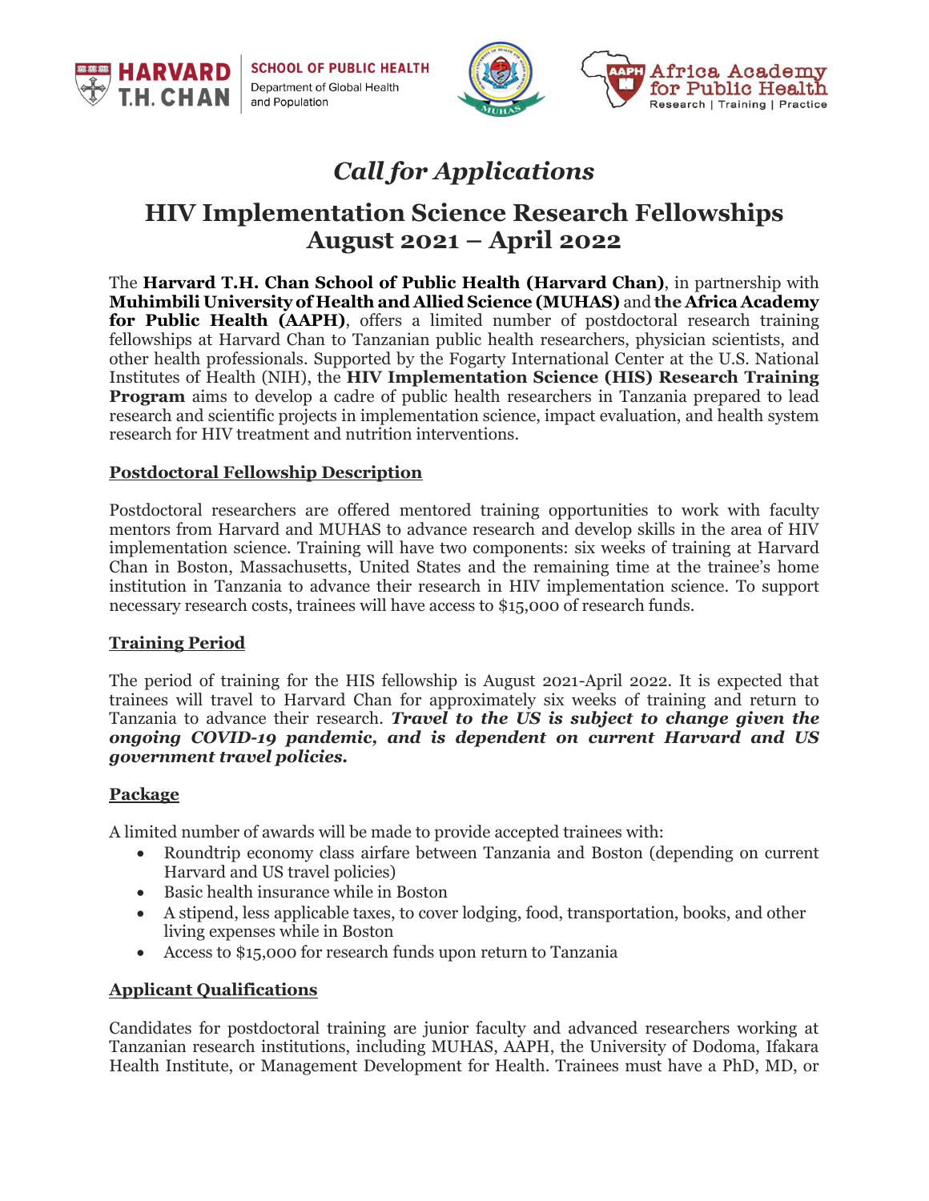# *Call for Applications*

## HIV Implementation Science Research Fellowships
## August 2021 – April 2022

The **Harvard T.H. Chan School of Public Health (Harvard Chan)**, in partnership with **Muhimbili University of Health and Allied Science (MUHAS)** and **the Africa Academy for Public Health (AAPH)**, offers a limited number of postdoctoral research training fellowships at Harvard Chan to Tanzanian public health researchers, physician scientists, and other health professionals. Supported by the Fogarty International Center at the U.S. National Institutes of Health (NIH), the **HIV Implementation Science (HIS) Research Training Program** aims to develop a cadre of public health researchers in Tanzania prepared to lead research and scientific projects in implementation science, impact evaluation, and health system research for HIV treatment and nutrition interventions.

### Postdoctoral Fellowship Description

Postdoctoral researchers are offered mentored training opportunities to work with faculty mentors from Harvard and MUHAS to advance research and develop skills in the area of HIV implementation science. Training will have two components: six weeks of training at Harvard Chan in Boston, Massachusetts, United States and the remaining time at the trainee's home institution in Tanzania to advance their research in HIV implementation science. To support necessary research costs, trainees will have access to $15,000 of research funds.

### Training Period

The period of training for the HIS fellowship is August 2021-April 2022. It is expected that trainees will travel to Harvard Chan for approximately six weeks of training and return to Tanzania to advance their research. ***Travel to the US is subject to change given the ongoing COVID-19 pandemic, and is dependent on current Harvard and US government travel policies.***

### Package

A limited number of awards will be made to provide accepted trainees with:

- Roundtrip economy class airfare between Tanzania and Boston (depending on current Harvard and US travel policies)
- Basic health insurance while in Boston
- A stipend, less applicable taxes, to cover lodging, food, transportation, books, and other living expenses while in Boston
- Access to $15,000 for research funds upon return to Tanzania

### Applicant Qualifications

Candidates for postdoctoral training are junior faculty and advanced researchers working at Tanzanian research institutions, including MUHAS, AAPH, the University of Dodoma, Ifakara Health Institute, or Management Development for Health. Trainees must have a PhD, MD, or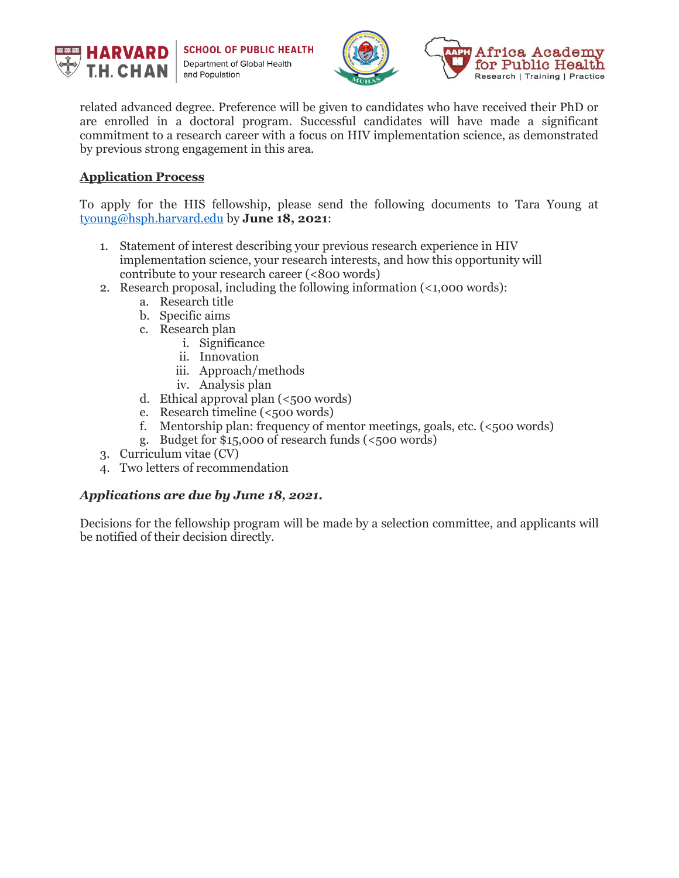related advanced degree. Preference will be given to candidates who have received their PhD or are enrolled in a doctoral program. Successful candidates will have made a significant commitment to a research career with a focus on HIV implementation science, as demonstrated by previous strong engagement in this area.

## Application Process

To apply for the HIS fellowship, please send the following documents to Tara Young at tyoung@hsph.harvard.edu by **June 18, 2021**:

1. Statement of interest describing your previous research experience in HIV implementation science, your research interests, and how this opportunity will contribute to your research career (<800 words)
2. Research proposal, including the following information (<1,000 words):
    a. Research title
    b. Specific aims
    c. Research plan
        i. Significance
        ii. Innovation
        iii. Approach/methods
        iv. Analysis plan
    d. Ethical approval plan (<500 words)
    e. Research timeline (<500 words)
    f. Mentorship plan: frequency of mentor meetings, goals, etc. (<500 words)
    g. Budget for $15,000 of research funds (<500 words)
3. Curriculum vitae (CV)
4. Two letters of recommendation

***Applications are due by June 18, 2021.***

Decisions for the fellowship program will be made by a selection committee, and applicants will be notified of their decision directly.